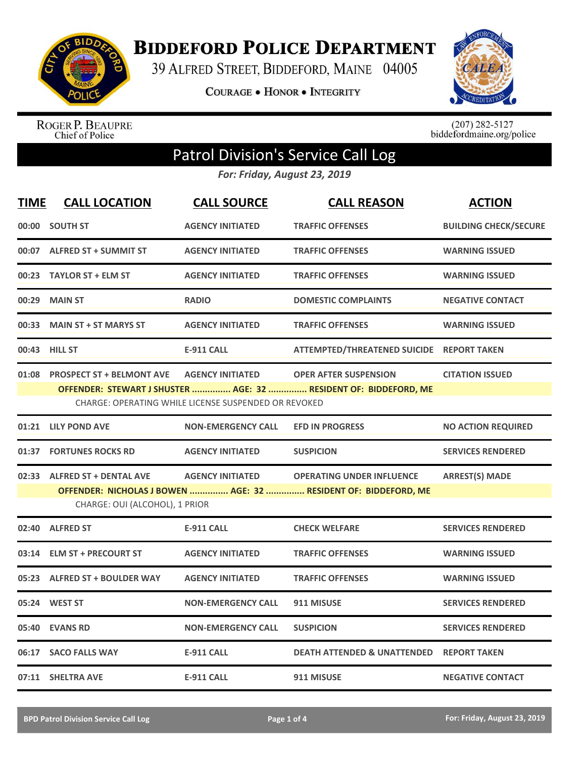# Biddeford Police Department

39 Alfred Street, Biddeford, Maine 04005

Courage • Honor • Integrity

Roger P. Beaupre
Chief of Police

(207) 282-5127
biddefordmaine.org/police

## Patrol Division's Service Call Log

*For: Friday, August 23, 2019*

| TIME | CALL LOCATION | CALL SOURCE | CALL REASON | ACTION |
|---|---|---|---|---|
| 00:00 | SOUTH ST | AGENCY INITIATED | TRAFFIC OFFENSES | BUILDING CHECK/SECURE |
| 00:07 | ALFRED ST + SUMMIT ST | AGENCY INITIATED | TRAFFIC OFFENSES | WARNING ISSUED |
| 00:23 | TAYLOR ST + ELM ST | AGENCY INITIATED | TRAFFIC OFFENSES | WARNING ISSUED |
| 00:29 | MAIN ST | RADIO | DOMESTIC COMPLAINTS | NEGATIVE CONTACT |
| 00:33 | MAIN ST + ST MARYS ST | AGENCY INITIATED | TRAFFIC OFFENSES | WARNING ISSUED |
| 00:43 | HILL ST | E-911 CALL | ATTEMPTED/THREATENED SUICIDE | REPORT TAKEN |
| 01:08 | PROSPECT ST + BELMONT AVE | AGENCY INITIATED | OPER AFTER SUSPENSION | CITATION ISSUED |
| | OFFENDER: STEWART J SHUSTER ............... AGE: 32 ............... RESIDENT OF: BIDDEFORD, ME | | | |
| | CHARGE: OPERATING WHILE LICENSE SUSPENDED OR REVOKED | | | |
| 01:21 | LILY POND AVE | NON-EMERGENCY CALL | EFD IN PROGRESS | NO ACTION REQUIRED |
| 01:37 | FORTUNES ROCKS RD | AGENCY INITIATED | SUSPICION | SERVICES RENDERED |
| 02:33 | ALFRED ST + DENTAL AVE | AGENCY INITIATED | OPERATING UNDER INFLUENCE | ARREST(S) MADE |
| | OFFENDER: NICHOLAS J BOWEN ............... AGE: 32 ............... RESIDENT OF: BIDDEFORD, ME | | | |
| | CHARGE: OUI (ALCOHOL), 1 PRIOR | | | |
| 02:40 | ALFRED ST | E-911 CALL | CHECK WELFARE | SERVICES RENDERED |
| 03:14 | ELM ST + PRECOURT ST | AGENCY INITIATED | TRAFFIC OFFENSES | WARNING ISSUED |
| 05:23 | ALFRED ST + BOULDER WAY | AGENCY INITIATED | TRAFFIC OFFENSES | WARNING ISSUED |
| 05:24 | WEST ST | NON-EMERGENCY CALL | 911 MISUSE | SERVICES RENDERED |
| 05:40 | EVANS RD | NON-EMERGENCY CALL | SUSPICION | SERVICES RENDERED |
| 06:17 | SACO FALLS WAY | E-911 CALL | DEATH ATTENDED & UNATTENDED | REPORT TAKEN |
| 07:11 | SHELTRA AVE | E-911 CALL | 911 MISUSE | NEGATIVE CONTACT |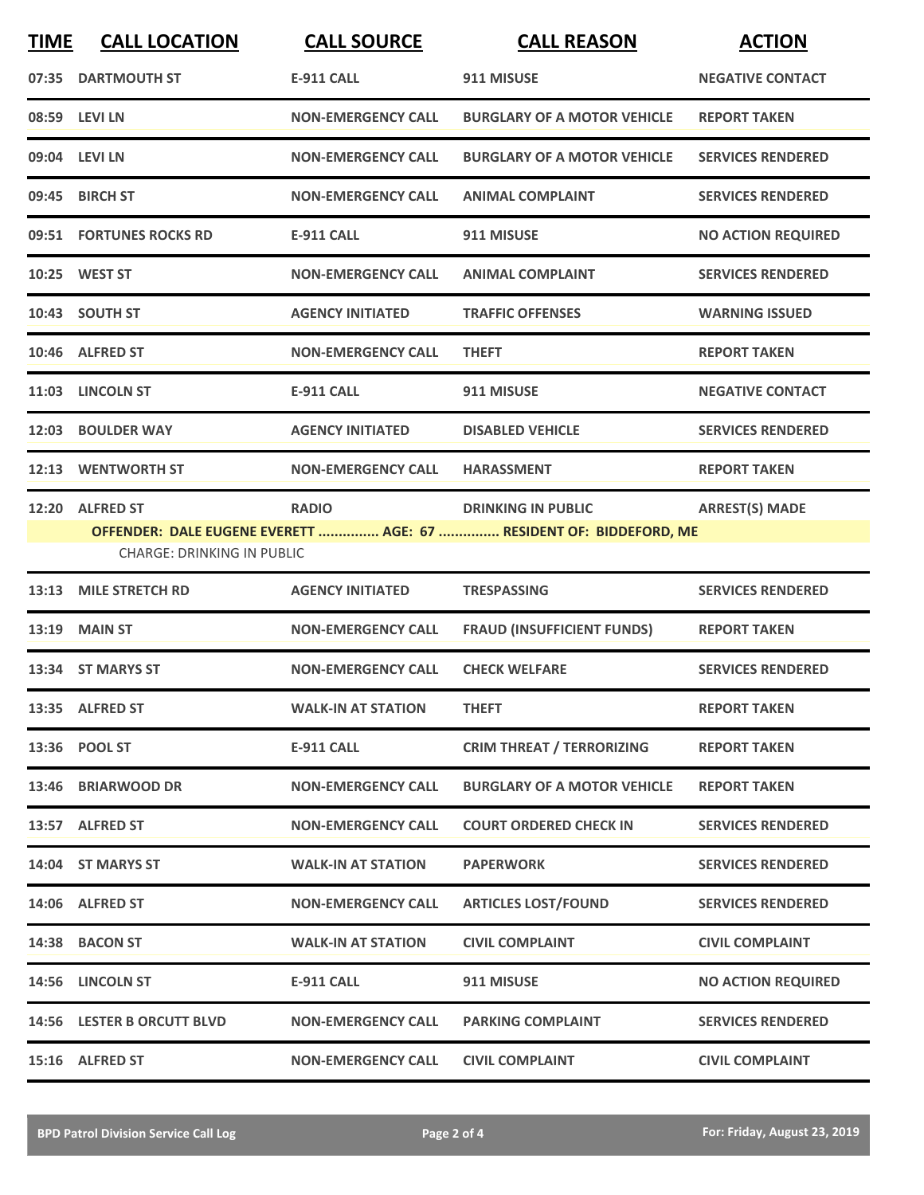| TIME | CALL LOCATION | CALL SOURCE | CALL REASON | ACTION |
|---|---|---|---|---|
| 07:35 | DARTMOUTH ST | E-911 CALL | 911 MISUSE | NEGATIVE CONTACT |
| 08:59 | LEVI LN | NON-EMERGENCY CALL | BURGLARY OF A MOTOR VEHICLE | REPORT TAKEN |
| 09:04 | LEVI LN | NON-EMERGENCY CALL | BURGLARY OF A MOTOR VEHICLE | SERVICES RENDERED |
| 09:45 | BIRCH ST | NON-EMERGENCY CALL | ANIMAL COMPLAINT | SERVICES RENDERED |
| 09:51 | FORTUNES ROCKS RD | E-911 CALL | 911 MISUSE | NO ACTION REQUIRED |
| 10:25 | WEST ST | NON-EMERGENCY CALL | ANIMAL COMPLAINT | SERVICES RENDERED |
| 10:43 | SOUTH ST | AGENCY INITIATED | TRAFFIC OFFENSES | WARNING ISSUED |
| 10:46 | ALFRED ST | NON-EMERGENCY CALL | THEFT | REPORT TAKEN |
| 11:03 | LINCOLN ST | E-911 CALL | 911 MISUSE | NEGATIVE CONTACT |
| 12:03 | BOULDER WAY | AGENCY INITIATED | DISABLED VEHICLE | SERVICES RENDERED |
| 12:13 | WENTWORTH ST | NON-EMERGENCY CALL | HARASSMENT | REPORT TAKEN |
| 12:20 | ALFRED ST | RADIO | DRINKING IN PUBLIC | ARREST(S) MADE |
| | OFFENDER: DALE EUGENE EVERETT ............... AGE: 67 ............... RESIDENT OF: BIDDEFORD, ME<br>CHARGE: DRINKING IN PUBLIC | | | |
| 13:13 | MILE STRETCH RD | AGENCY INITIATED | TRESPASSING | SERVICES RENDERED |
| 13:19 | MAIN ST | NON-EMERGENCY CALL | FRAUD (INSUFFICIENT FUNDS) | REPORT TAKEN |
| 13:34 | ST MARYS ST | NON-EMERGENCY CALL | CHECK WELFARE | SERVICES RENDERED |
| 13:35 | ALFRED ST | WALK-IN AT STATION | THEFT | REPORT TAKEN |
| 13:36 | POOL ST | E-911 CALL | CRIM THREAT / TERRORIZING | REPORT TAKEN |
| 13:46 | BRIARWOOD DR | NON-EMERGENCY CALL | BURGLARY OF A MOTOR VEHICLE | REPORT TAKEN |
| 13:57 | ALFRED ST | NON-EMERGENCY CALL | COURT ORDERED CHECK IN | SERVICES RENDERED |
| 14:04 | ST MARYS ST | WALK-IN AT STATION | PAPERWORK | SERVICES RENDERED |
| 14:06 | ALFRED ST | NON-EMERGENCY CALL | ARTICLES LOST/FOUND | SERVICES RENDERED |
| 14:38 | BACON ST | WALK-IN AT STATION | CIVIL COMPLAINT | CIVIL COMPLAINT |
| 14:56 | LINCOLN ST | E-911 CALL | 911 MISUSE | NO ACTION REQUIRED |
| 14:56 | LESTER B ORCUTT BLVD | NON-EMERGENCY CALL | PARKING COMPLAINT | SERVICES RENDERED |
| 15:16 | ALFRED ST | NON-EMERGENCY CALL | CIVIL COMPLAINT | CIVIL COMPLAINT |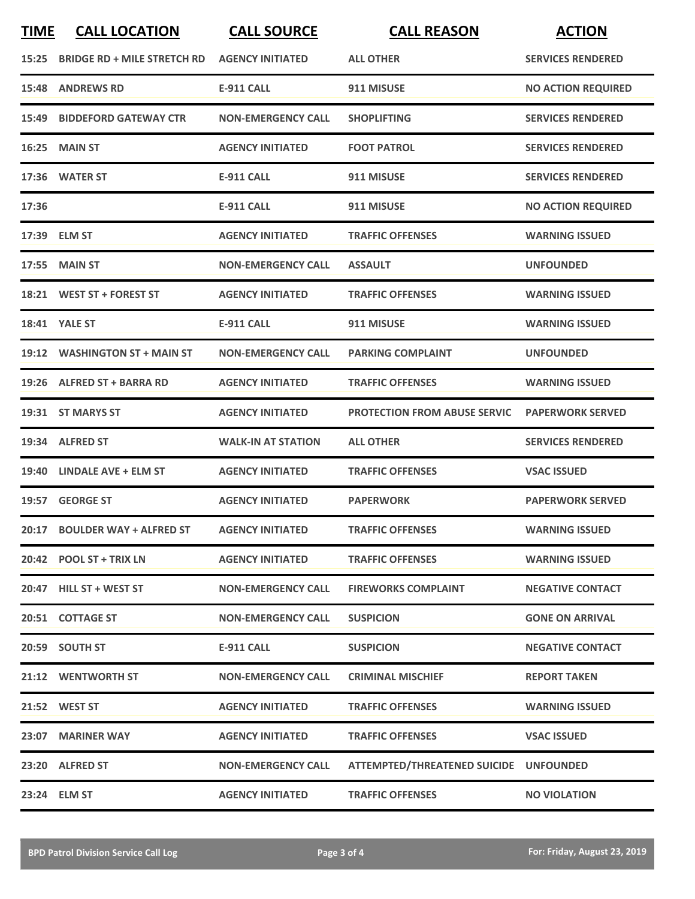| TIME | CALL LOCATION | CALL SOURCE | CALL REASON | ACTION |
|---|---|---|---|---|
| 15:25 | BRIDGE RD + MILE STRETCH RD | AGENCY INITIATED | ALL OTHER | SERVICES RENDERED |
| 15:48 | ANDREWS RD | E-911 CALL | 911 MISUSE | NO ACTION REQUIRED |
| 15:49 | BIDDEFORD GATEWAY CTR | NON-EMERGENCY CALL | SHOPLIFTING | SERVICES RENDERED |
| 16:25 | MAIN ST | AGENCY INITIATED | FOOT PATROL | SERVICES RENDERED |
| 17:36 | WATER ST | E-911 CALL | 911 MISUSE | SERVICES RENDERED |
| 17:36 | | E-911 CALL | 911 MISUSE | NO ACTION REQUIRED |
| 17:39 | ELM ST | AGENCY INITIATED | TRAFFIC OFFENSES | WARNING ISSUED |
| 17:55 | MAIN ST | NON-EMERGENCY CALL | ASSAULT | UNFOUNDED |
| 18:21 | WEST ST + FOREST ST | AGENCY INITIATED | TRAFFIC OFFENSES | WARNING ISSUED |
| 18:41 | YALE ST | E-911 CALL | 911 MISUSE | WARNING ISSUED |
| 19:12 | WASHINGTON ST + MAIN ST | NON-EMERGENCY CALL | PARKING COMPLAINT | UNFOUNDED |
| 19:26 | ALFRED ST + BARRA RD | AGENCY INITIATED | TRAFFIC OFFENSES | WARNING ISSUED |
| 19:31 | ST MARYS ST | AGENCY INITIATED | PROTECTION FROM ABUSE SERVIC | PAPERWORK SERVED |
| 19:34 | ALFRED ST | WALK-IN AT STATION | ALL OTHER | SERVICES RENDERED |
| 19:40 | LINDALE AVE + ELM ST | AGENCY INITIATED | TRAFFIC OFFENSES | VSAC ISSUED |
| 19:57 | GEORGE ST | AGENCY INITIATED | PAPERWORK | PAPERWORK SERVED |
| 20:17 | BOULDER WAY + ALFRED ST | AGENCY INITIATED | TRAFFIC OFFENSES | WARNING ISSUED |
| 20:42 | POOL ST + TRIX LN | AGENCY INITIATED | TRAFFIC OFFENSES | WARNING ISSUED |
| 20:47 | HILL ST + WEST ST | NON-EMERGENCY CALL | FIREWORKS COMPLAINT | NEGATIVE CONTACT |
| 20:51 | COTTAGE ST | NON-EMERGENCY CALL | SUSPICION | GONE ON ARRIVAL |
| 20:59 | SOUTH ST | E-911 CALL | SUSPICION | NEGATIVE CONTACT |
| 21:12 | WENTWORTH ST | NON-EMERGENCY CALL | CRIMINAL MISCHIEF | REPORT TAKEN |
| 21:52 | WEST ST | AGENCY INITIATED | TRAFFIC OFFENSES | WARNING ISSUED |
| 23:07 | MARINER WAY | AGENCY INITIATED | TRAFFIC OFFENSES | VSAC ISSUED |
| 23:20 | ALFRED ST | NON-EMERGENCY CALL | ATTEMPTED/THREATENED SUICIDE | UNFOUNDED |
| 23:24 | ELM ST | AGENCY INITIATED | TRAFFIC OFFENSES | NO VIOLATION |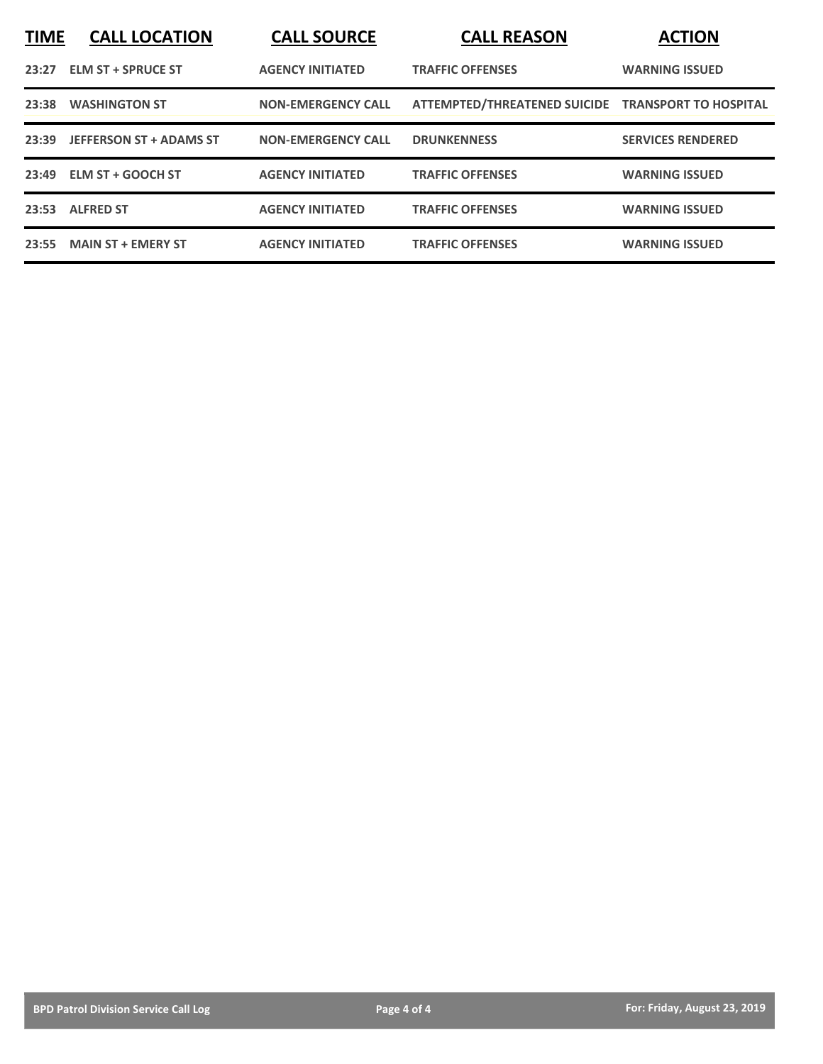| TIME | CALL LOCATION | CALL SOURCE | CALL REASON | ACTION |
| --- | --- | --- | --- | --- |
| 23:27 | ELM ST + SPRUCE ST | AGENCY INITIATED | TRAFFIC OFFENSES | WARNING ISSUED |
| 23:38 | WASHINGTON ST | NON-EMERGENCY CALL | ATTEMPTED/THREATENED SUICIDE | TRANSPORT TO HOSPITAL |
| 23:39 | JEFFERSON ST + ADAMS ST | NON-EMERGENCY CALL | DRUNKENNESS | SERVICES RENDERED |
| 23:49 | ELM ST + GOOCH ST | AGENCY INITIATED | TRAFFIC OFFENSES | WARNING ISSUED |
| 23:53 | ALFRED ST | AGENCY INITIATED | TRAFFIC OFFENSES | WARNING ISSUED |
| 23:55 | MAIN ST + EMERY ST | AGENCY INITIATED | TRAFFIC OFFENSES | WARNING ISSUED |